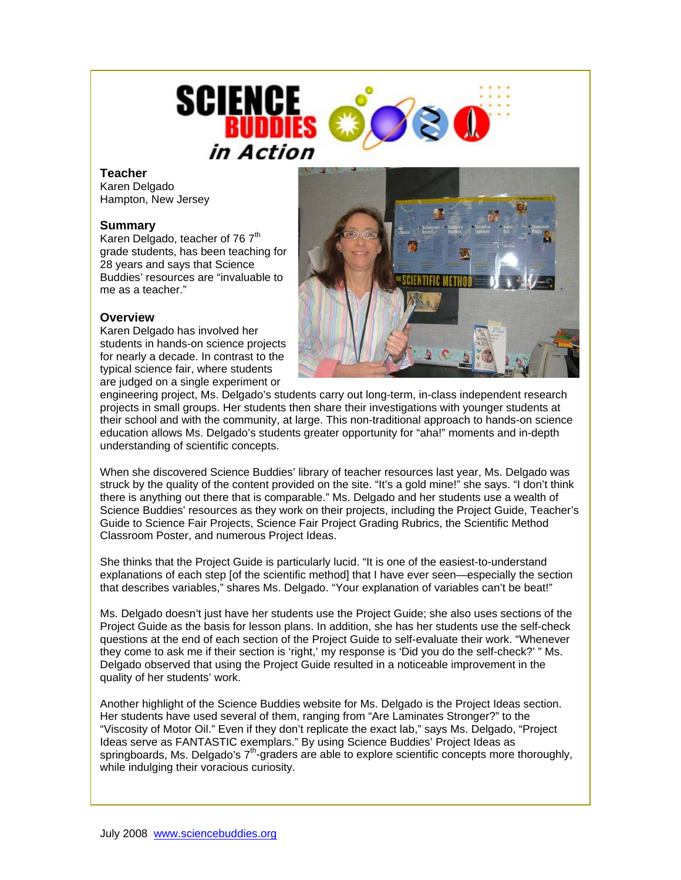# SCIENCE BUDDIES *in Action*

**Teacher**
Karen Delgado
Hampton, New Jersey

**Summary**
Karen Delgado, teacher of 76 7th grade students, has been teaching for 28 years and says that Science Buddies' resources are "invaluable to me as a teacher."

**Overview**
Karen Delgado has involved her students in hands-on science projects for nearly a decade. In contrast to the typical science fair, where students are judged on a single experiment or engineering project, Ms. Delgado's students carry out long-term, in-class independent research projects in small groups. Her students then share their investigations with younger students at their school and with the community, at large. This non-traditional approach to hands-on science education allows Ms. Delgado's students greater opportunity for "aha!" moments and in-depth understanding of scientific concepts.

When she discovered Science Buddies' library of teacher resources last year, Ms. Delgado was struck by the quality of the content provided on the site. "It's a gold mine!" she says. "I don't think there is anything out there that is comparable." Ms. Delgado and her students use a wealth of Science Buddies' resources as they work on their projects, including the Project Guide, Teacher's Guide to Science Fair Projects, Science Fair Project Grading Rubrics, the Scientific Method Classroom Poster, and numerous Project Ideas.

She thinks that the Project Guide is particularly lucid. "It is one of the easiest-to-understand explanations of each step [of the scientific method] that I have ever seen—especially the section that describes variables," shares Ms. Delgado. "Your explanation of variables can't be beat!"

Ms. Delgado doesn't just have her students use the Project Guide; she also uses sections of the Project Guide as the basis for lesson plans. In addition, she has her students use the self-check questions at the end of each section of the Project Guide to self-evaluate their work. "Whenever they come to ask me if their section is 'right,' my response is 'Did you do the self-check?' " Ms. Delgado observed that using the Project Guide resulted in a noticeable improvement in the quality of her students' work.

Another highlight of the Science Buddies website for Ms. Delgado is the Project Ideas section. Her students have used several of them, ranging from "Are Laminates Stronger?" to the "Viscosity of Motor Oil." Even if they don't replicate the exact lab," says Ms. Delgado, "Project Ideas serve as FANTASTIC exemplars." By using Science Buddies' Project Ideas as springboards, Ms. Delgado's 7th-graders are able to explore scientific concepts more thoroughly, while indulging their voracious curiosity.

July 2008 www.sciencebuddies.org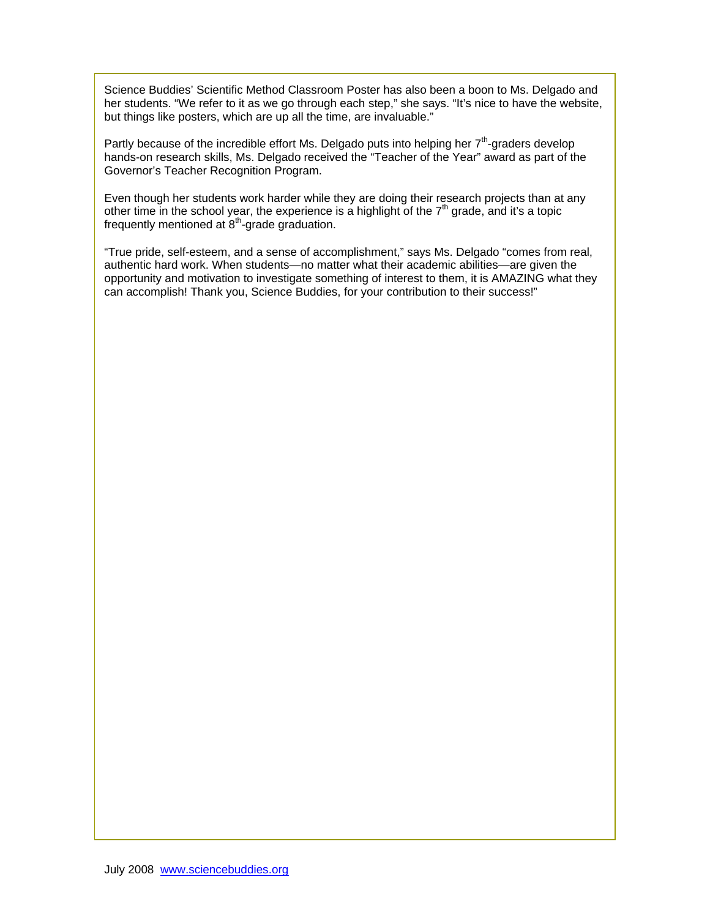Science Buddies' Scientific Method Classroom Poster has also been a boon to Ms. Delgado and her students. "We refer to it as we go through each step," she says. "It's nice to have the website, but things like posters, which are up all the time, are invaluable."

Partly because of the incredible effort Ms. Delgado puts into helping her 7th-graders develop hands-on research skills, Ms. Delgado received the "Teacher of the Year" award as part of the Governor's Teacher Recognition Program.

Even though her students work harder while they are doing their research projects than at any other time in the school year, the experience is a highlight of the 7th grade, and it's a topic frequently mentioned at 8th-grade graduation.

"True pride, self-esteem, and a sense of accomplishment," says Ms. Delgado "comes from real, authentic hard work. When students—no matter what their academic abilities—are given the opportunity and motivation to investigate something of interest to them, it is AMAZING what they can accomplish! Thank you, Science Buddies, for your contribution to their success!"